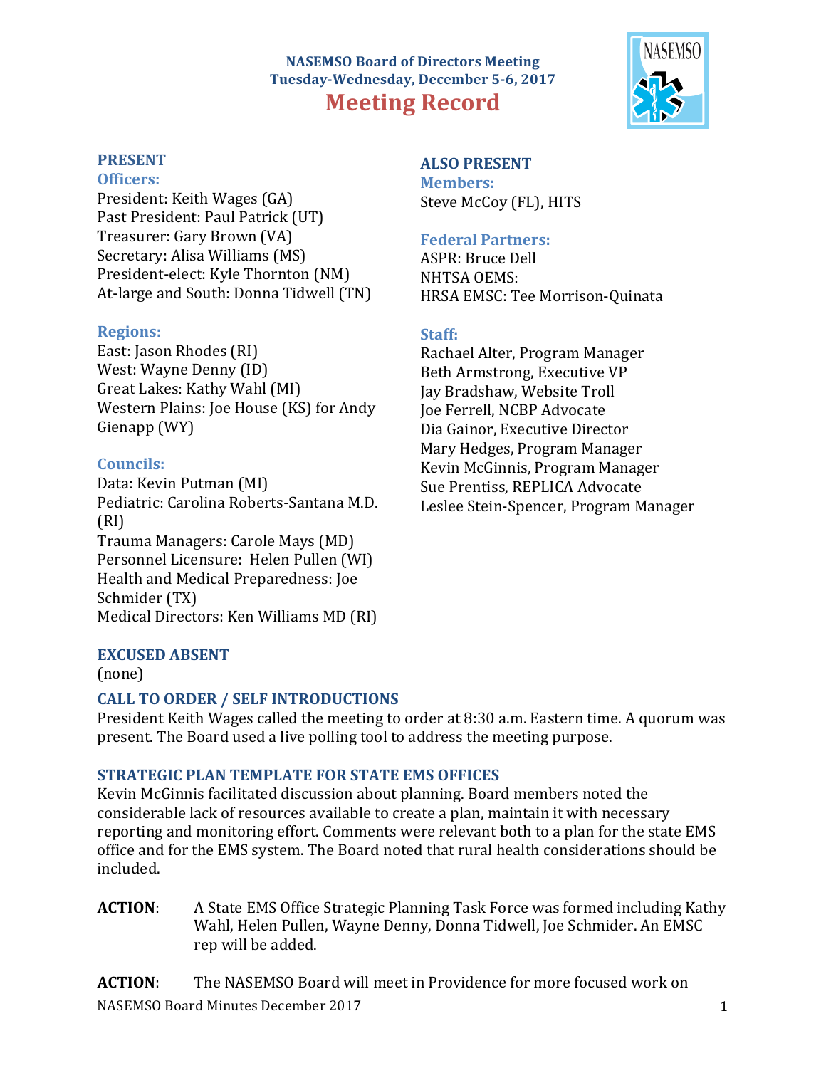# NASEMSO Board of Directors Meeting
## Tuesday-Wednesday, December 5-6, 2017
# Meeting Record

### PRESENT

**Officers:**

President: Keith Wages (GA)
Past President: Paul Patrick (UT)
Treasurer: Gary Brown (VA)
Secretary: Alisa Williams (MS)
President-elect: Kyle Thornton (NM)
At-large and South: Donna Tidwell (TN)

**Regions:**

East: Jason Rhodes (RI)
West: Wayne Denny (ID)
Great Lakes: Kathy Wahl (MI)
Western Plains: Joe House (KS) for Andy Gienapp (WY)

**Councils:**

Data: Kevin Putman (MI)
Pediatric: Carolina Roberts-Santana M.D. (RI)
Trauma Managers: Carole Mays (MD)
Personnel Licensure: Helen Pullen (WI)
Health and Medical Preparedness: Joe Schmider (TX)
Medical Directors: Ken Williams MD (RI)

### ALSO PRESENT

**Members:**

Steve McCoy (FL), HITS

**Federal Partners:**

ASPR: Bruce Dell
NHTSA OEMS:
HRSA EMSC: Tee Morrison-Quinata

**Staff:**

Rachael Alter, Program Manager
Beth Armstrong, Executive VP
Jay Bradshaw, Website Troll
Joe Ferrell, NCBP Advocate
Dia Gainor, Executive Director
Mary Hedges, Program Manager
Kevin McGinnis, Program Manager
Sue Prentiss, REPLICA Advocate
Leslee Stein-Spencer, Program Manager

### EXCUSED ABSENT

(none)

### CALL TO ORDER / SELF INTRODUCTIONS

President Keith Wages called the meeting to order at 8:30 a.m. Eastern time. A quorum was present. The Board used a live polling tool to address the meeting purpose.

### STRATEGIC PLAN TEMPLATE FOR STATE EMS OFFICES

Kevin McGinnis facilitated discussion about planning. Board members noted the considerable lack of resources available to create a plan, maintain it with necessary reporting and monitoring effort. Comments were relevant both to a plan for the state EMS office and for the EMS system. The Board noted that rural health considerations should be included.

**ACTION**: A State EMS Office Strategic Planning Task Force was formed including Kathy Wahl, Helen Pullen, Wayne Denny, Donna Tidwell, Joe Schmider. An EMSC rep will be added.

**ACTION**: The NASEMSO Board will meet in Providence for more focused work on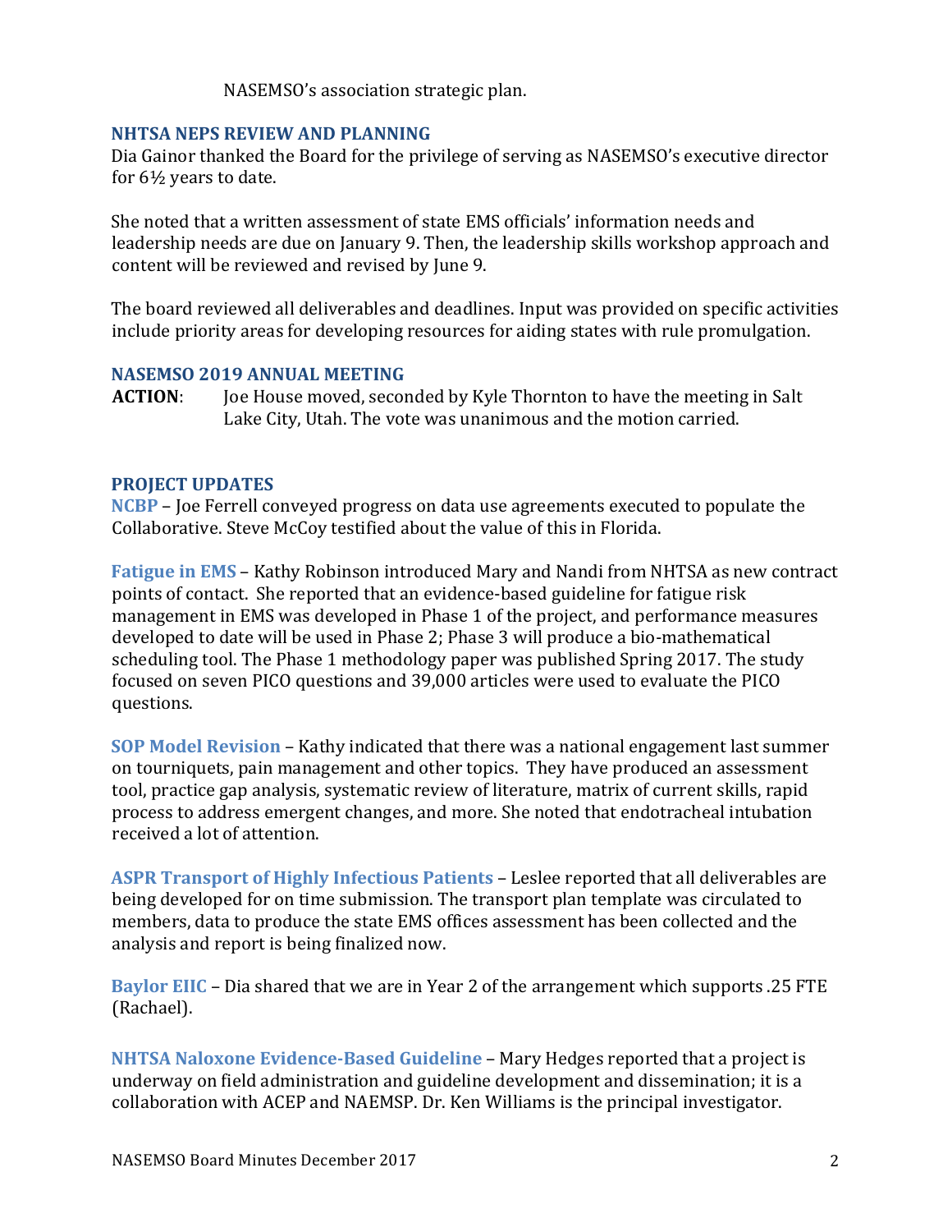NASEMSO's association strategic plan.

## NHTSA NEPS REVIEW AND PLANNING

Dia Gainor thanked the Board for the privilege of serving as NASEMSO's executive director for 6½ years to date.

She noted that a written assessment of state EMS officials' information needs and leadership needs are due on January 9. Then, the leadership skills workshop approach and content will be reviewed and revised by June 9.

The board reviewed all deliverables and deadlines. Input was provided on specific activities include priority areas for developing resources for aiding states with rule promulgation.

## NASEMSO 2019 ANNUAL MEETING

**ACTION**: Joe House moved, seconded by Kyle Thornton to have the meeting in Salt Lake City, Utah. The vote was unanimous and the motion carried.

## PROJECT UPDATES

**NCBP** – Joe Ferrell conveyed progress on data use agreements executed to populate the Collaborative. Steve McCoy testified about the value of this in Florida.

**Fatigue in EMS** – Kathy Robinson introduced Mary and Nandi from NHTSA as new contract points of contact. She reported that an evidence-based guideline for fatigue risk management in EMS was developed in Phase 1 of the project, and performance measures developed to date will be used in Phase 2; Phase 3 will produce a bio-mathematical scheduling tool. The Phase 1 methodology paper was published Spring 2017. The study focused on seven PICO questions and 39,000 articles were used to evaluate the PICO questions.

**SOP Model Revision** – Kathy indicated that there was a national engagement last summer on tourniquets, pain management and other topics. They have produced an assessment tool, practice gap analysis, systematic review of literature, matrix of current skills, rapid process to address emergent changes, and more. She noted that endotracheal intubation received a lot of attention.

**ASPR Transport of Highly Infectious Patients** – Leslee reported that all deliverables are being developed for on time submission. The transport plan template was circulated to members, data to produce the state EMS offices assessment has been collected and the analysis and report is being finalized now.

**Baylor EIIC** – Dia shared that we are in Year 2 of the arrangement which supports .25 FTE (Rachael).

**NHTSA Naloxone Evidence-Based Guideline** – Mary Hedges reported that a project is underway on field administration and guideline development and dissemination; it is a collaboration with ACEP and NAEMSP. Dr. Ken Williams is the principal investigator.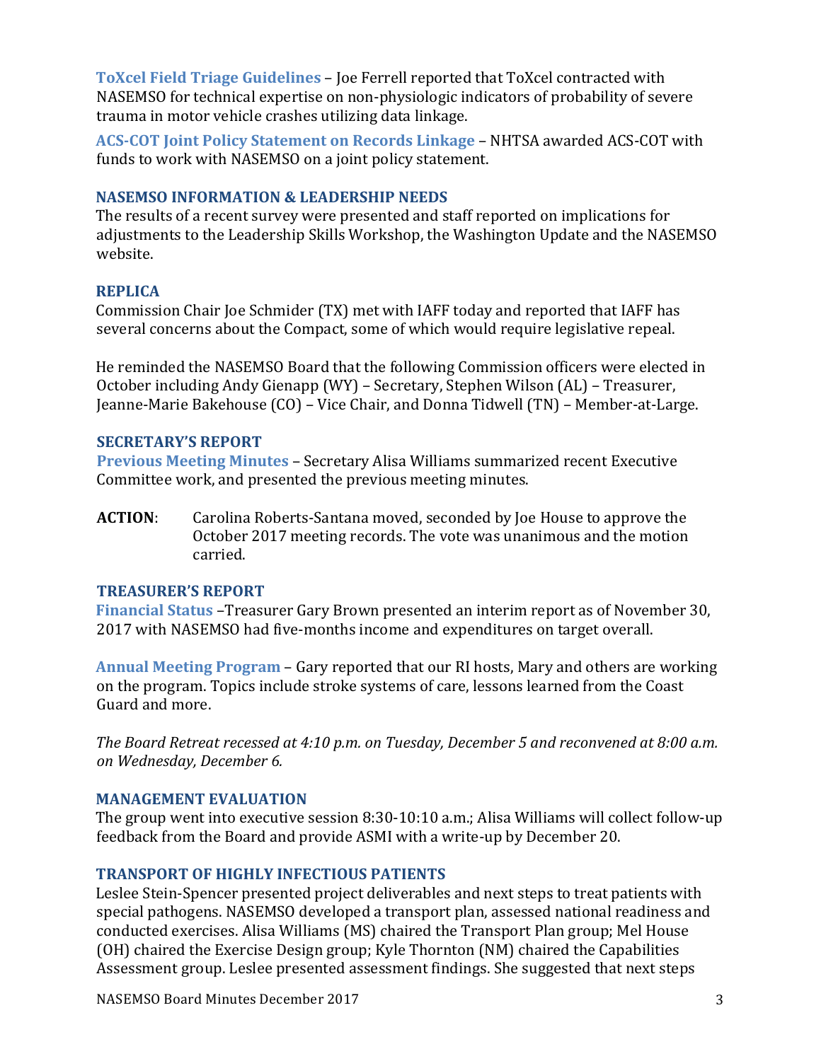**ToXcel Field Triage Guidelines** – Joe Ferrell reported that ToXcel contracted with NASEMSO for technical expertise on non-physiologic indicators of probability of severe trauma in motor vehicle crashes utilizing data linkage.

**ACS-COT Joint Policy Statement on Records Linkage** – NHTSA awarded ACS-COT with funds to work with NASEMSO on a joint policy statement.

### NASEMSO INFORMATION & LEADERSHIP NEEDS

The results of a recent survey were presented and staff reported on implications for adjustments to the Leadership Skills Workshop, the Washington Update and the NASEMSO website.

### REPLICA

Commission Chair Joe Schmider (TX) met with IAFF today and reported that IAFF has several concerns about the Compact, some of which would require legislative repeal.

He reminded the NASEMSO Board that the following Commission officers were elected in October including Andy Gienapp (WY) – Secretary, Stephen Wilson (AL) – Treasurer, Jeanne-Marie Bakehouse (CO) – Vice Chair, and Donna Tidwell (TN) – Member-at-Large.

### SECRETARY'S REPORT

**Previous Meeting Minutes** – Secretary Alisa Williams summarized recent Executive Committee work, and presented the previous meeting minutes.

**ACTION**: Carolina Roberts-Santana moved, seconded by Joe House to approve the October 2017 meeting records. The vote was unanimous and the motion carried.

### TREASURER'S REPORT

**Financial Status** –Treasurer Gary Brown presented an interim report as of November 30, 2017 with NASEMSO had five-months income and expenditures on target overall.

**Annual Meeting Program** – Gary reported that our RI hosts, Mary and others are working on the program. Topics include stroke systems of care, lessons learned from the Coast Guard and more.

*The Board Retreat recessed at 4:10 p.m. on Tuesday, December 5 and reconvened at 8:00 a.m. on Wednesday, December 6.*

### MANAGEMENT EVALUATION

The group went into executive session 8:30-10:10 a.m.; Alisa Williams will collect follow-up feedback from the Board and provide ASMI with a write-up by December 20.

### TRANSPORT OF HIGHLY INFECTIOUS PATIENTS

Leslee Stein-Spencer presented project deliverables and next steps to treat patients with special pathogens. NASEMSO developed a transport plan, assessed national readiness and conducted exercises. Alisa Williams (MS) chaired the Transport Plan group; Mel House (OH) chaired the Exercise Design group; Kyle Thornton (NM) chaired the Capabilities Assessment group. Leslee presented assessment findings. She suggested that next steps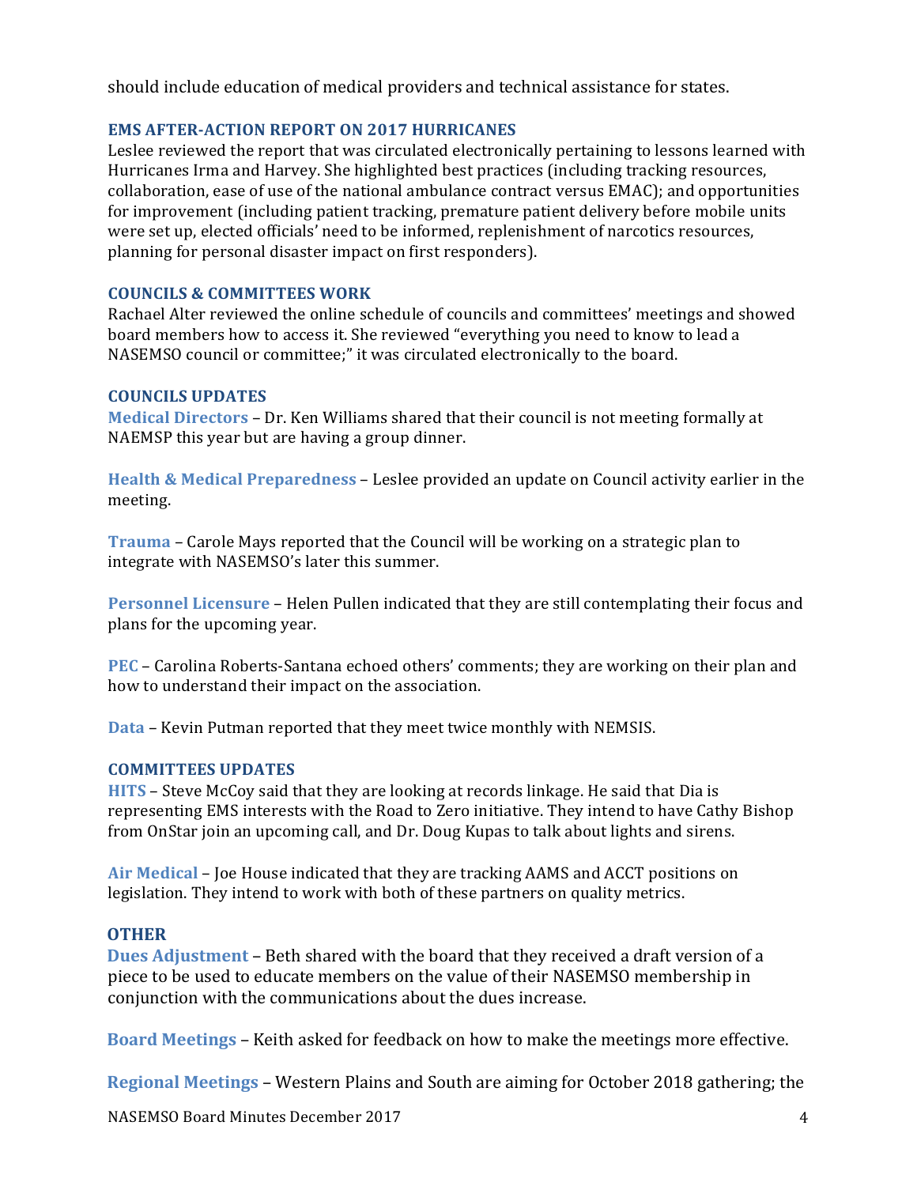should include education of medical providers and technical assistance for states.

### EMS AFTER-ACTION REPORT ON 2017 HURRICANES

Leslee reviewed the report that was circulated electronically pertaining to lessons learned with Hurricanes Irma and Harvey. She highlighted best practices (including tracking resources, collaboration, ease of use of the national ambulance contract versus EMAC); and opportunities for improvement (including patient tracking, premature patient delivery before mobile units were set up, elected officials' need to be informed, replenishment of narcotics resources, planning for personal disaster impact on first responders).

### COUNCILS & COMMITTEES WORK

Rachael Alter reviewed the online schedule of councils and committees' meetings and showed board members how to access it. She reviewed "everything you need to know to lead a NASEMSO council or committee;" it was circulated electronically to the board.

### COUNCILS UPDATES

**Medical Directors** – Dr. Ken Williams shared that their council is not meeting formally at NAEMSP this year but are having a group dinner.

**Health & Medical Preparedness** – Leslee provided an update on Council activity earlier in the meeting.

**Trauma** – Carole Mays reported that the Council will be working on a strategic plan to integrate with NASEMSO's later this summer.

**Personnel Licensure** – Helen Pullen indicated that they are still contemplating their focus and plans for the upcoming year.

**PEC** – Carolina Roberts-Santana echoed others' comments; they are working on their plan and how to understand their impact on the association.

**Data** – Kevin Putman reported that they meet twice monthly with NEMSIS.

### COMMITTEES UPDATES

**HITS** – Steve McCoy said that they are looking at records linkage. He said that Dia is representing EMS interests with the Road to Zero initiative. They intend to have Cathy Bishop from OnStar join an upcoming call, and Dr. Doug Kupas to talk about lights and sirens.

**Air Medical** – Joe House indicated that they are tracking AAMS and ACCT positions on legislation. They intend to work with both of these partners on quality metrics.

### OTHER

**Dues Adjustment** – Beth shared with the board that they received a draft version of a piece to be used to educate members on the value of their NASEMSO membership in conjunction with the communications about the dues increase.

**Board Meetings** – Keith asked for feedback on how to make the meetings more effective.

**Regional Meetings** – Western Plains and South are aiming for October 2018 gathering; the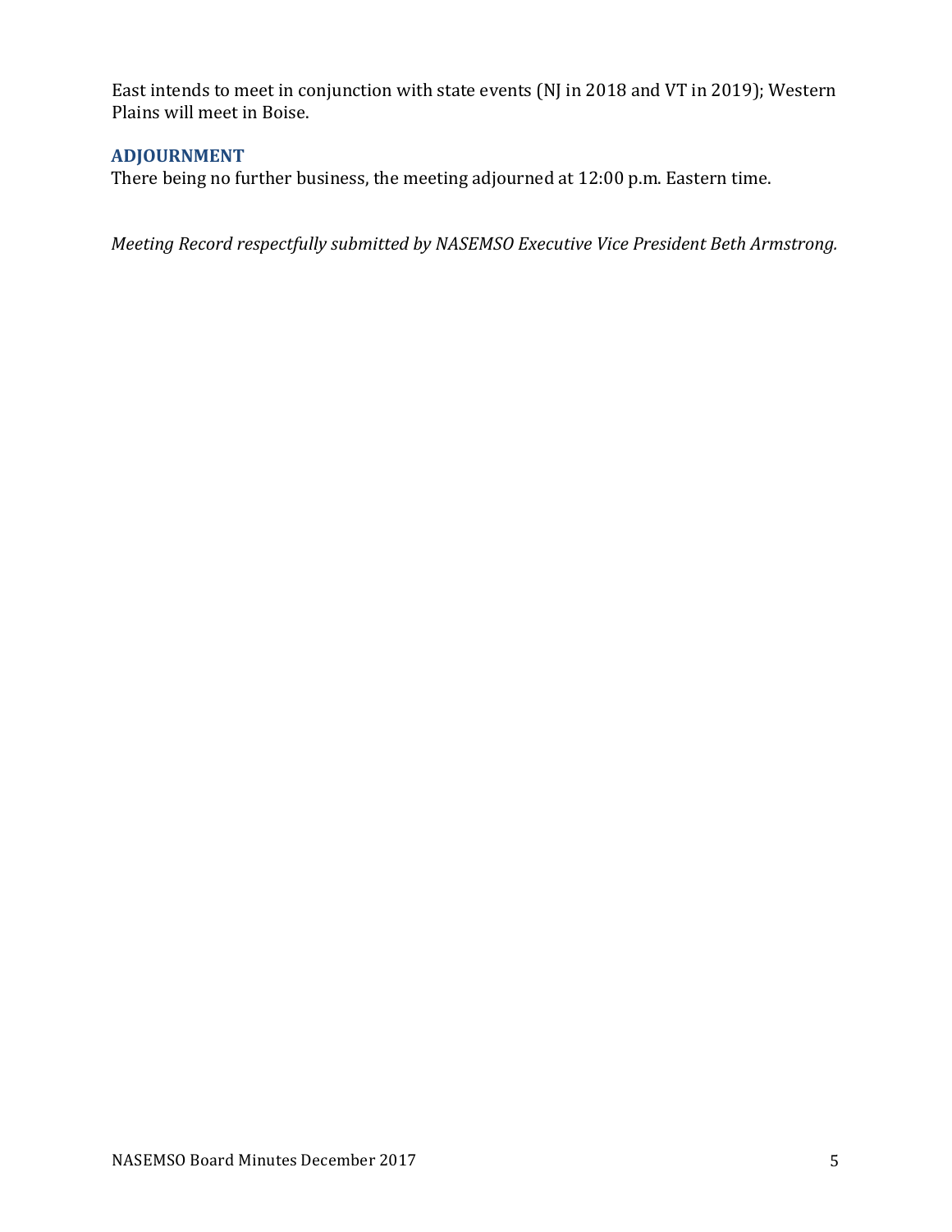East intends to meet in conjunction with state events (NJ in 2018 and VT in 2019); Western Plains will meet in Boise.

## ADJOURNMENT

There being no further business, the meeting adjourned at 12:00 p.m. Eastern time.

*Meeting Record respectfully submitted by NASEMSO Executive Vice President Beth Armstrong.*